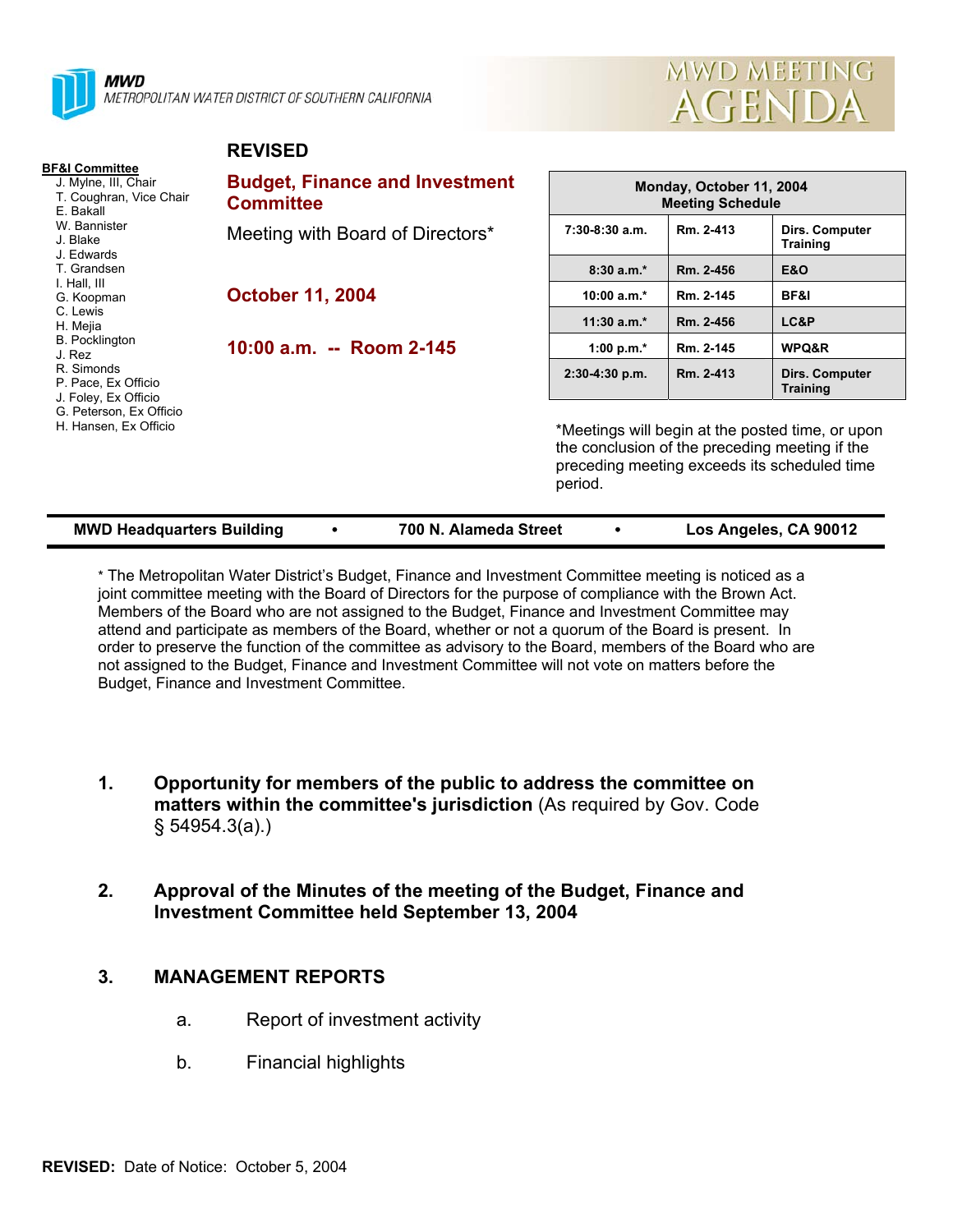**MWD**
METROPOLITAN WATER DISTRICT OF SOUTHERN CALIFORNIA

MWD MEETING AGENDA

**BF&I Committee**
J. Mylne, III, Chair
T. Coughran, Vice Chair
E. Bakall
W. Bannister
J. Blake
J. Edwards
T. Grandsen
I. Hall, III
G. Koopman
C. Lewis
H. Mejia
B. Pocklington
J. Rez
R. Simonds
P. Pace, Ex Officio
J. Foley, Ex Officio
G. Peterson, Ex Officio
H. Hansen, Ex Officio

**REVISED**

## Budget, Finance and Investment Committee

Meeting with Board of Directors*

**October 11, 2004**

**10:00 a.m. -- Room 2-145**

| Monday, October 11, 2004 Meeting Schedule | | |
|---|---|---|
| 7:30-8:30 a.m. | Rm. 2-413 | Dirs. Computer Training |
| 8:30 a.m.* | Rm. 2-456 | E&O |
| 10:00 a.m.* | Rm. 2-145 | BF&I |
| 11:30 a.m.* | Rm. 2-456 | LC&P |
| 1:00 p.m.* | Rm. 2-145 | WPQ&R |
| 2:30-4:30 p.m. | Rm. 2-413 | Dirs. Computer Training |

*Meetings will begin at the posted time, or upon the conclusion of the preceding meeting if the preceding meeting exceeds its scheduled time period.

**MWD Headquarters Building • 700 N. Alameda Street • Los Angeles, CA 90012**

* The Metropolitan Water District's Budget, Finance and Investment Committee meeting is noticed as a joint committee meeting with the Board of Directors for the purpose of compliance with the Brown Act. Members of the Board who are not assigned to the Budget, Finance and Investment Committee may attend and participate as members of the Board, whether or not a quorum of the Board is present. In order to preserve the function of the committee as advisory to the Board, members of the Board who are not assigned to the Budget, Finance and Investment Committee will not vote on matters before the Budget, Finance and Investment Committee.

1. **Opportunity for members of the public to address the committee on matters within the committee's jurisdiction** (As required by Gov. Code § 54954.3(a).)

2. **Approval of the Minutes of the meeting of the Budget, Finance and Investment Committee held September 13, 2004**

3. **MANAGEMENT REPORTS**

   a. Report of investment activity

   b. Financial highlights

**REVISED:** Date of Notice: October 5, 2004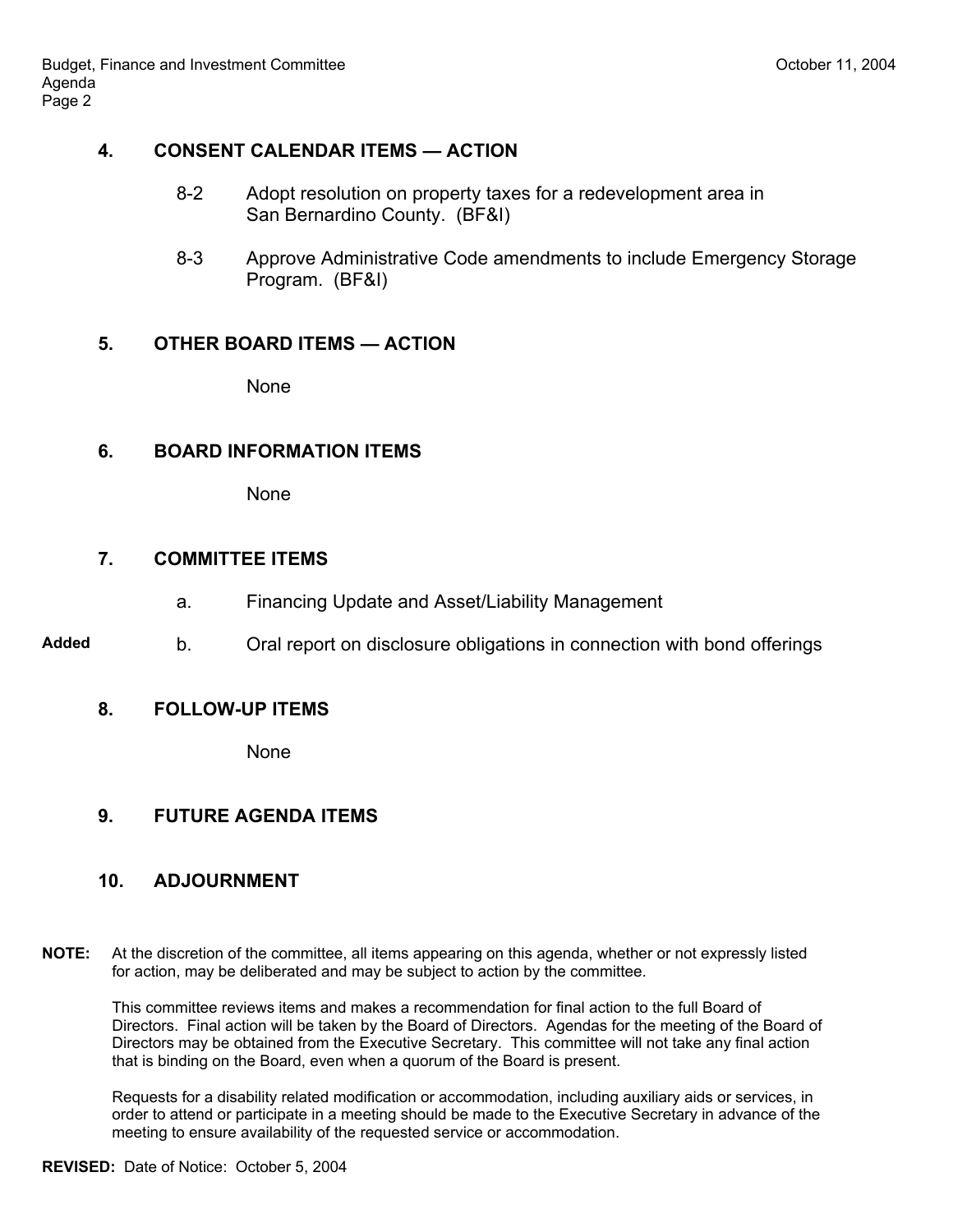## 4. CONSENT CALENDAR ITEMS — ACTION

8-2 Adopt resolution on property taxes for a redevelopment area in San Bernardino County. (BF&I)

8-3 Approve Administrative Code amendments to include Emergency Storage Program. (BF&I)

## 5. OTHER BOARD ITEMS — ACTION

None

## 6. BOARD INFORMATION ITEMS

None

## 7. COMMITTEE ITEMS

a. Financing Update and Asset/Liability Management

**Added** b. Oral report on disclosure obligations in connection with bond offerings

## 8. FOLLOW-UP ITEMS

None

## 9. FUTURE AGENDA ITEMS

## 10. ADJOURNMENT

**NOTE:** At the discretion of the committee, all items appearing on this agenda, whether or not expressly listed for action, may be deliberated and may be subject to action by the committee.

This committee reviews items and makes a recommendation for final action to the full Board of Directors. Final action will be taken by the Board of Directors. Agendas for the meeting of the Board of Directors may be obtained from the Executive Secretary. This committee will not take any final action that is binding on the Board, even when a quorum of the Board is present.

Requests for a disability related modification or accommodation, including auxiliary aids or services, in order to attend or participate in a meeting should be made to the Executive Secretary in advance of the meeting to ensure availability of the requested service or accommodation.

**REVISED:** Date of Notice: October 5, 2004